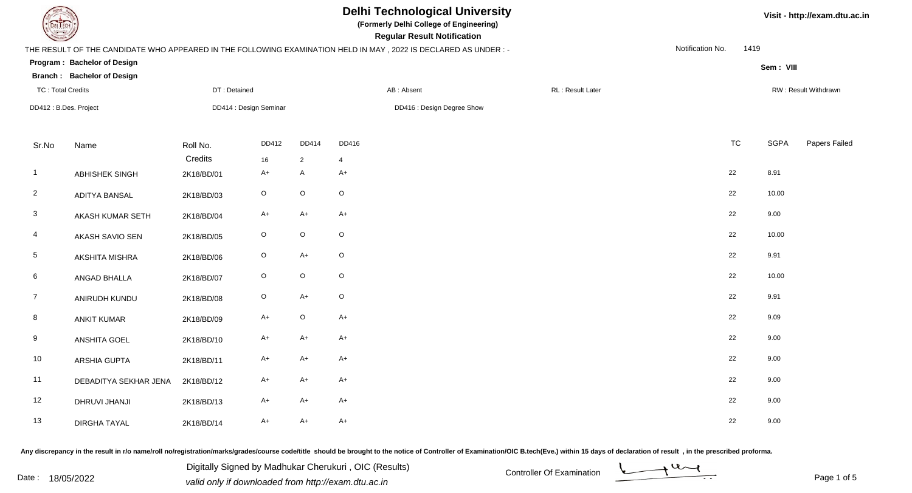# Delhi Technological University

**(Formerly Delhi College of Engineering)**

**Regular Result Notification**

Visit - http://exam.dtu.ac.in

THE RESULT OF THE CANDIDATE WHO APPEARED IN THE FOLLOWING EXAMINATION HELD IN MAY , 2022 IS DECLARED AS UNDER : -

Notification No. 1419

**Program : Bachelor of Design**

**Sem : VIII**

**Branch : Bachelor of Design**

TC : Total Credits | DT : Detained | AB : Absent | RL : Result Later | RW : Result Withdrawn

DD412 : B.Des. Project | DD414 : Design Seminar | DD416 : Design Degree Show

| Sr.No | Name | Roll No. | DD412 | DD414 | DD416 | TC | SGPA | Papers Failed |
|---|---|---|---|---|---|---|---|---|
| | | Credits | 16 | 2 | 4 | | | |
| 1 | ABHISHEK SINGH | 2K18/BD/01 | A+ | A | A+ | 22 | 8.91 | |
| 2 | ADITYA BANSAL | 2K18/BD/03 | O | O | O | 22 | 10.00 | |
| 3 | AKASH KUMAR SETH | 2K18/BD/04 | A+ | A+ | A+ | 22 | 9.00 | |
| 4 | AKASH SAVIO SEN | 2K18/BD/05 | O | O | O | 22 | 10.00 | |
| 5 | AKSHITA MISHRA | 2K18/BD/06 | O | A+ | O | 22 | 9.91 | |
| 6 | ANGAD BHALLA | 2K18/BD/07 | O | O | O | 22 | 10.00 | |
| 7 | ANIRUDH KUNDU | 2K18/BD/08 | O | A+ | O | 22 | 9.91 | |
| 8 | ANKIT KUMAR | 2K18/BD/09 | A+ | O | A+ | 22 | 9.09 | |
| 9 | ANSHITA GOEL | 2K18/BD/10 | A+ | A+ | A+ | 22 | 9.00 | |
| 10 | ARSHIA GUPTA | 2K18/BD/11 | A+ | A+ | A+ | 22 | 9.00 | |
| 11 | DEBADITYA SEKHAR JENA | 2K18/BD/12 | A+ | A+ | A+ | 22 | 9.00 | |
| 12 | DHRUVI JHANJI | 2K18/BD/13 | A+ | A+ | A+ | 22 | 9.00 | |
| 13 | DIRGHA TAYAL | 2K18/BD/14 | A+ | A+ | A+ | 22 | 9.00 | |

Any discrepancy in the result in r/o name/roll no/registration/marks/grades/course code/title should be brought to the notice of Controller of Examination/OIC B.tech(Eve.) within 15 days of declaration of result , in the prescribed proforma.

Date : 18/05/2022

Digitally Signed by Madhukar Cherukuri , OIC (Results)
*valid only if downloaded from http://exam.dtu.ac.in*

Controller Of Examination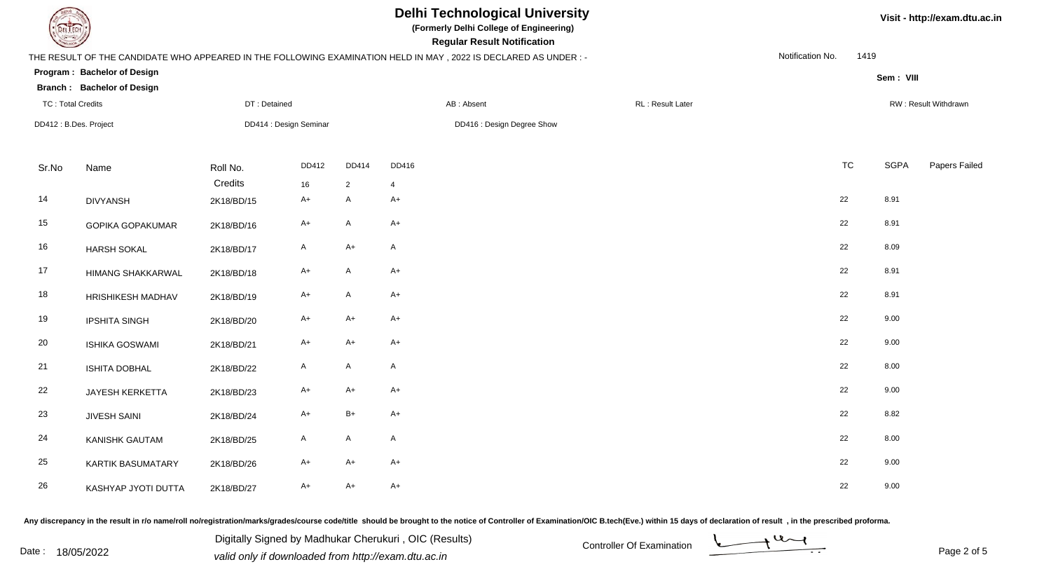# Delhi Technological University

**(Formerly Delhi College of Engineering)**

**Regular Result Notification**

Visit - http://exam.dtu.ac.in

THE RESULT OF THE CANDIDATE WHO APPEARED IN THE FOLLOWING EXAMINATION HELD IN MAY , 2022 IS DECLARED AS UNDER : -

Notification No. 1419

**Program : Bachelor of Design**

**Branch : Bachelor of Design**

**Sem : VIII**

TC : Total Credits | DT : Detained | AB : Absent | RL : Result Later | RW : Result Withdrawn

DD412 : B.Des. Project | DD414 : Design Seminar | DD416 : Design Degree Show

| Sr.No | Name | Roll No. | DD412 | DD414 | DD416 | TC | SGPA | Papers Failed |
|---|---|---|---|---|---|---|---|---|
| | | Credits | 16 | 2 | 4 | | | |
| 14 | DIVYANSH | 2K18/BD/15 | A+ | A | A+ | 22 | 8.91 | |
| 15 | GOPIKA GOPAKUMAR | 2K18/BD/16 | A+ | A | A+ | 22 | 8.91 | |
| 16 | HARSH SOKAL | 2K18/BD/17 | A | A+ | A | 22 | 8.09 | |
| 17 | HIMANG SHAKKARWAL | 2K18/BD/18 | A+ | A | A+ | 22 | 8.91 | |
| 18 | HRISHIKESH MADHAV | 2K18/BD/19 | A+ | A | A+ | 22 | 8.91 | |
| 19 | IPSHITA SINGH | 2K18/BD/20 | A+ | A+ | A+ | 22 | 9.00 | |
| 20 | ISHIKA GOSWAMI | 2K18/BD/21 | A+ | A+ | A+ | 22 | 9.00 | |
| 21 | ISHITA DOBHAL | 2K18/BD/22 | A | A | A | 22 | 8.00 | |
| 22 | JAYESH KERKETTA | 2K18/BD/23 | A+ | A+ | A+ | 22 | 9.00 | |
| 23 | JIVESH SAINI | 2K18/BD/24 | A+ | B+ | A+ | 22 | 8.82 | |
| 24 | KANISHK GAUTAM | 2K18/BD/25 | A | A | A | 22 | 8.00 | |
| 25 | KARTIK BASUMATARY | 2K18/BD/26 | A+ | A+ | A+ | 22 | 9.00 | |
| 26 | KASHYAP JYOTI DUTTA | 2K18/BD/27 | A+ | A+ | A+ | 22 | 9.00 | |

**Any discrepancy in the result in r/o name/roll no/registration/marks/grades/course code/title should be brought to the notice of Controller of Examination/OIC B.tech(Eve.) within 15 days of declaration of result , in the prescribed proforma.**

Date : 18/05/2022

Digitally Signed by Madhukar Cherukuri , OIC (Results)
*valid only if downloaded from http://exam.dtu.ac.in*

Controller Of Examination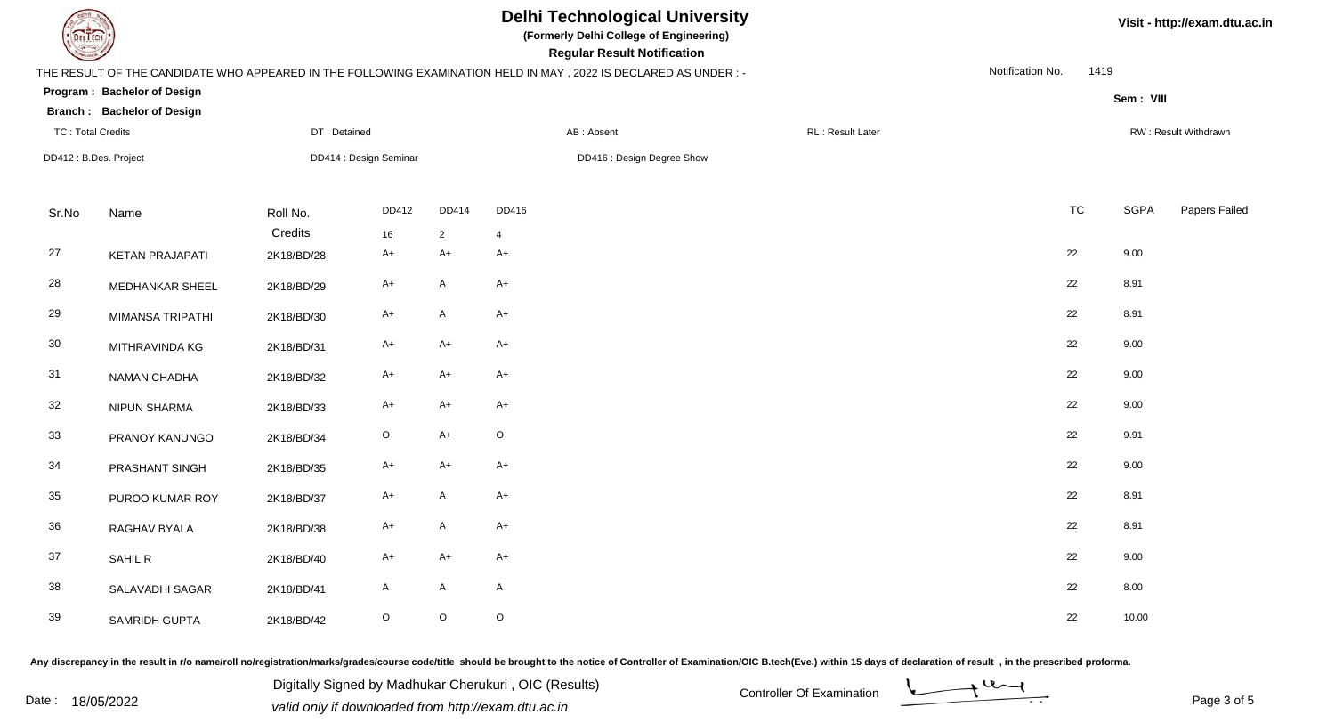# Delhi Technological University

**(Formerly Delhi College of Engineering)**

**Regular Result Notification**

Visit - http://exam.dtu.ac.in

THE RESULT OF THE CANDIDATE WHO APPEARED IN THE FOLLOWING EXAMINATION HELD IN MAY , 2022 IS DECLARED AS UNDER : -

Notification No. 1419

**Program : Bachelor of Design**

**Branch : Bachelor of Design**

Sem : VIII

TC : Total Credits | DT : Detained | AB : Absent | RL : Result Later | RW : Result Withdrawn

DD412 : B.Des. Project | DD414 : Design Seminar | DD416 : Design Degree Show

| Sr.No | Name | Roll No. | DD412 | DD414 | DD416 | TC | SGPA | Papers Failed |
|---|---|---|---|---|---|---|---|---|
| | | Credits | 16 | 2 | 4 | | | |
| 27 | KETAN PRAJAPATI | 2K18/BD/28 | A+ | A+ | A+ | 22 | 9.00 | |
| 28 | MEDHANKAR SHEEL | 2K18/BD/29 | A+ | A | A+ | 22 | 8.91 | |
| 29 | MIMANSA TRIPATHI | 2K18/BD/30 | A+ | A | A+ | 22 | 8.91 | |
| 30 | MITHRAVINDA KG | 2K18/BD/31 | A+ | A+ | A+ | 22 | 9.00 | |
| 31 | NAMAN CHADHA | 2K18/BD/32 | A+ | A+ | A+ | 22 | 9.00 | |
| 32 | NIPUN SHARMA | 2K18/BD/33 | A+ | A+ | A+ | 22 | 9.00 | |
| 33 | PRANOY KANUNGO | 2K18/BD/34 | O | A+ | O | 22 | 9.91 | |
| 34 | PRASHANT SINGH | 2K18/BD/35 | A+ | A+ | A+ | 22 | 9.00 | |
| 35 | PUROO KUMAR ROY | 2K18/BD/37 | A+ | A | A+ | 22 | 8.91 | |
| 36 | RAGHAV BYALA | 2K18/BD/38 | A+ | A | A+ | 22 | 8.91 | |
| 37 | SAHIL R | 2K18/BD/40 | A+ | A+ | A+ | 22 | 9.00 | |
| 38 | SALAVADHI SAGAR | 2K18/BD/41 | A | A | A | 22 | 8.00 | |
| 39 | SAMRIDH GUPTA | 2K18/BD/42 | O | O | O | 22 | 10.00 | |

**Any discrepancy in the result in r/o name/roll no/registration/marks/grades/course code/title should be brought to the notice of Controller of Examination/OIC B.tech(Eve.) within 15 days of declaration of result , in the prescribed proforma.**

Date : 18/05/2022

Digitally Signed by Madhukar Cherukuri , OIC (Results)

*valid only if downloaded from http://exam.dtu.ac.in*

Controller Of Examination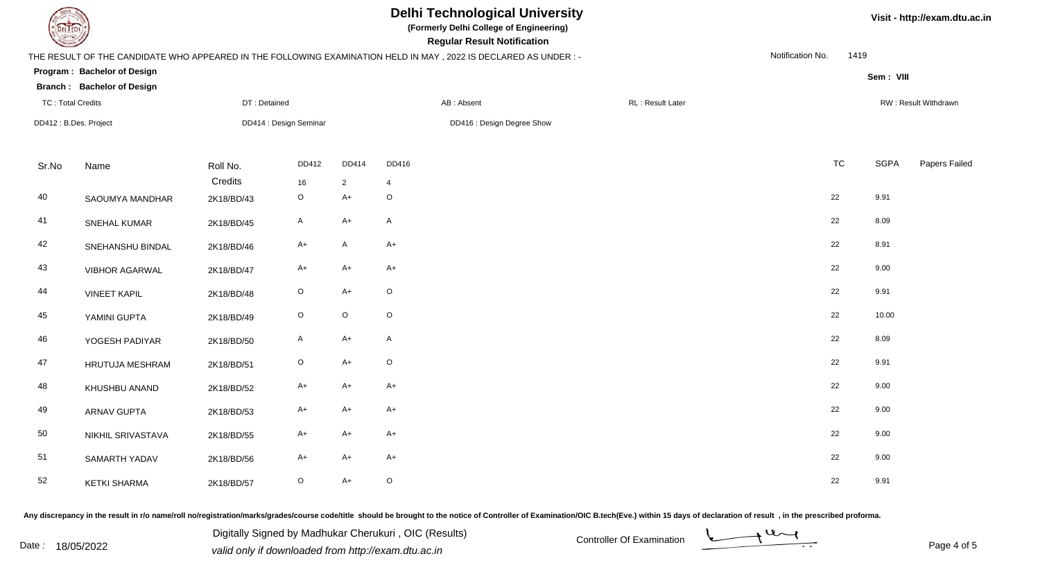# Delhi Technological University

**(Formerly Delhi College of Engineering)**

**Regular Result Notification**

Visit - http://exam.dtu.ac.in

THE RESULT OF THE CANDIDATE WHO APPEARED IN THE FOLLOWING EXAMINATION HELD IN MAY , 2022 IS DECLARED AS UNDER : -

Notification No. 1419

**Program : Bachelor of Design**

**Sem : VIII**

**Branch : Bachelor of Design**

TC : Total Credits | DT : Detained | AB : Absent | RL : Result Later | RW : Result Withdrawn

DD412 : B.Des. Project | DD414 : Design Seminar | DD416 : Design Degree Show

| Sr.No | Name | Roll No. | DD412 | DD414 | DD416 | TC | SGPA | Papers Failed |
|---|---|---|---|---|---|---|---|---|
| | | Credits | 16 | 2 | 4 | | | |
| 40 | SAOUMYA MANDHAR | 2K18/BD/43 | O | A+ | O | 22 | 9.91 | |
| 41 | SNEHAL KUMAR | 2K18/BD/45 | A | A+ | A | 22 | 8.09 | |
| 42 | SNEHANSHU BINDAL | 2K18/BD/46 | A+ | A | A+ | 22 | 8.91 | |
| 43 | VIBHOR AGARWAL | 2K18/BD/47 | A+ | A+ | A+ | 22 | 9.00 | |
| 44 | VINEET KAPIL | 2K18/BD/48 | O | A+ | O | 22 | 9.91 | |
| 45 | YAMINI GUPTA | 2K18/BD/49 | O | O | O | 22 | 10.00 | |
| 46 | YOGESH PADIYAR | 2K18/BD/50 | A | A+ | A | 22 | 8.09 | |
| 47 | HRUTUJA MESHRAM | 2K18/BD/51 | O | A+ | O | 22 | 9.91 | |
| 48 | KHUSHBU ANAND | 2K18/BD/52 | A+ | A+ | A+ | 22 | 9.00 | |
| 49 | ARNAV GUPTA | 2K18/BD/53 | A+ | A+ | A+ | 22 | 9.00 | |
| 50 | NIKHIL SRIVASTAVA | 2K18/BD/55 | A+ | A+ | A+ | 22 | 9.00 | |
| 51 | SAMARTH YADAV | 2K18/BD/56 | A+ | A+ | A+ | 22 | 9.00 | |
| 52 | KETKI SHARMA | 2K18/BD/57 | O | A+ | O | 22 | 9.91 | |

**Any discrepancy in the result in r/o name/roll no/registration/marks/grades/course code/title should be brought to the notice of Controller of Examination/OIC B.tech(Eve.) within 15 days of declaration of result , in the prescribed proforma.**

Date : 18/05/2022

Digitally Signed by Madhukar Cherukuri , OIC (Results)

*valid only if downloaded from http://exam.dtu.ac.in*

Controller Of Examination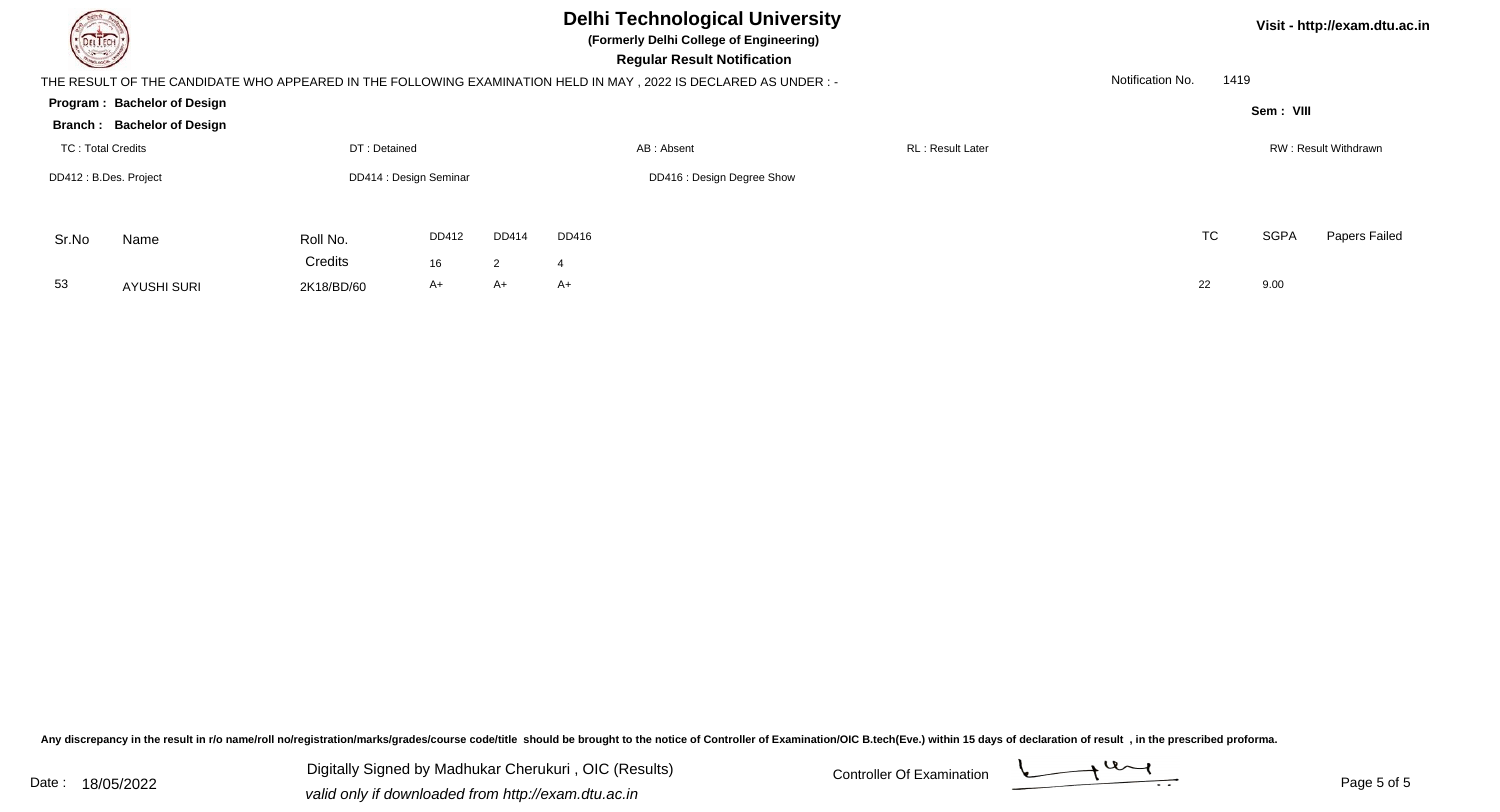# Delhi Technological University

**(Formerly Delhi College of Engineering)**

**Regular Result Notification**

Visit - http://exam.dtu.ac.in

THE RESULT OF THE CANDIDATE WHO APPEARED IN THE FOLLOWING EXAMINATION HELD IN MAY , 2022 IS DECLARED AS UNDER : -

Notification No. 1419

**Program : Bachelor of Design**

**Branch : Bachelor of Design**

**Sem : VIII**

TC : Total Credits | DT : Detained | AB : Absent | RL : Result Later | RW : Result Withdrawn

DD412 : B.Des. Project | DD414 : Design Seminar | DD416 : Design Degree Show

| Sr.No | Name | Roll No. | DD412 | DD414 | DD416 | TC | SGPA | Papers Failed |
|---|---|---|---|---|---|---|---|---|
| | | Credits | 16 | 2 | 4 | | | |
| 53 | AYUSHI SURI | 2K18/BD/60 | A+ | A+ | A+ | 22 | 9.00 | |

Any discrepancy in the result in r/o name/roll no/registration/marks/grades/course code/title should be brought to the notice of Controller of Examination/OIC B.tech(Eve.) within 15 days of declaration of result , in the prescribed proforma.

Date : 18/05/2022

Digitally Signed by Madhukar Cherukuri , OIC (Results)

*valid only if downloaded from http://exam.dtu.ac.in*

Controller Of Examination